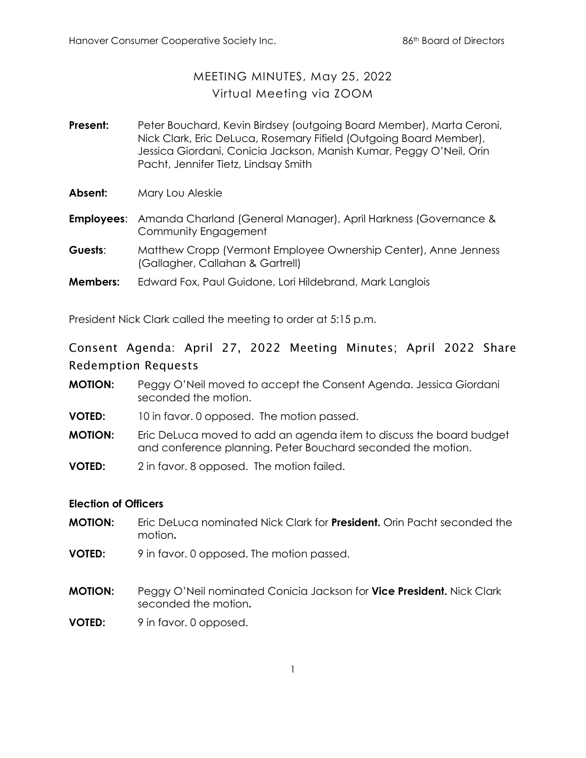# MEETING MINUTES, May 25, 2022
## Virtual Meeting via ZOOM

**Present:** Peter Bouchard, Kevin Birdsey (outgoing Board Member), Marta Ceroni, Nick Clark, Eric DeLuca, Rosemary Fifield (Outgoing Board Member), Jessica Giordani, Conicia Jackson, Manish Kumar, Peggy O'Neil, Orin Pacht, Jennifer Tietz, Lindsay Smith

**Absent:** Mary Lou Aleskie

**Employees**: Amanda Charland (General Manager), April Harkness (Governance & Community Engagement

**Guests**: Matthew Cropp (Vermont Employee Ownership Center), Anne Jenness (Gallagher, Callahan & Gartrell)

**Members:** Edward Fox, Paul Guidone, Lori Hildebrand, Mark Langlois

President Nick Clark called the meeting to order at 5:15 p.m.

## Consent Agenda: April 27, 2022 Meeting Minutes; April 2022 Share Redemption Requests

**MOTION:** Peggy O'Neil moved to accept the Consent Agenda. Jessica Giordani seconded the motion.

**VOTED:** 10 in favor. 0 opposed. The motion passed.

**MOTION:** Eric DeLuca moved to add an agenda item to discuss the board budget and conference planning. Peter Bouchard seconded the motion.

**VOTED:** 2 in favor. 8 opposed. The motion failed.

### Election of Officers

**MOTION:** Eric DeLuca nominated Nick Clark for **President.** Orin Pacht seconded the motion**.**

**VOTED:** 9 in favor. 0 opposed. The motion passed.

**MOTION:** Peggy O'Neil nominated Conicia Jackson for **Vice President.** Nick Clark seconded the motion**.**

**VOTED:** 9 in favor. 0 opposed.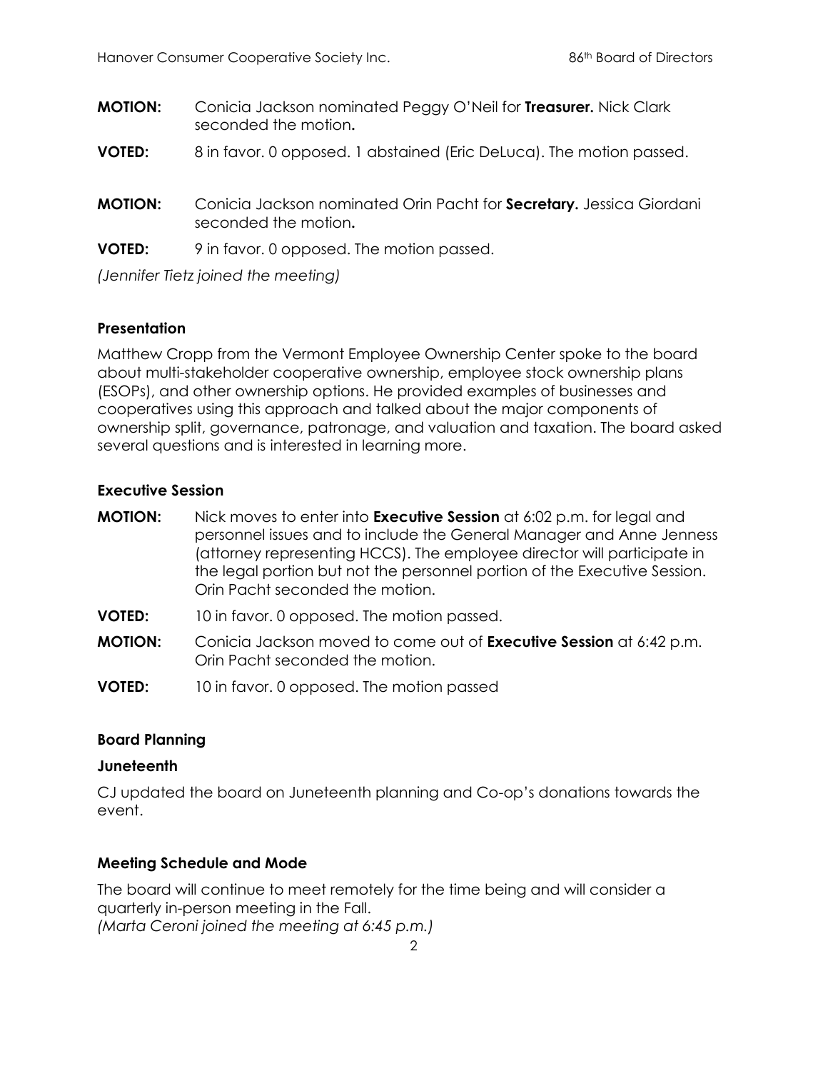**MOTION:** Conicia Jackson nominated Peggy O'Neil for **Treasurer.** Nick Clark seconded the motion**.**

**VOTED:** 8 in favor. 0 opposed. 1 abstained (Eric DeLuca). The motion passed.

**MOTION:** Conicia Jackson nominated Orin Pacht for **Secretary.** Jessica Giordani seconded the motion**.**

**VOTED:** 9 in favor. 0 opposed. The motion passed.

*(Jennifer Tietz joined the meeting)*

### Presentation

Matthew Cropp from the Vermont Employee Ownership Center spoke to the board about multi-stakeholder cooperative ownership, employee stock ownership plans (ESOPs), and other ownership options. He provided examples of businesses and cooperatives using this approach and talked about the major components of ownership split, governance, patronage, and valuation and taxation. The board asked several questions and is interested in learning more.

### Executive Session

**MOTION:** Nick moves to enter into **Executive Session** at 6:02 p.m. for legal and personnel issues and to include the General Manager and Anne Jenness (attorney representing HCCS). The employee director will participate in the legal portion but not the personnel portion of the Executive Session. Orin Pacht seconded the motion.

**VOTED:** 10 in favor. 0 opposed. The motion passed.

**MOTION:** Conicia Jackson moved to come out of **Executive Session** at 6:42 p.m. Orin Pacht seconded the motion.

**VOTED:** 10 in favor. 0 opposed. The motion passed

### Board Planning

### Juneteenth

CJ updated the board on Juneteenth planning and Co-op's donations towards the event.

### Meeting Schedule and Mode

The board will continue to meet remotely for the time being and will consider a quarterly in-person meeting in the Fall.
*(Marta Ceroni joined the meeting at 6:45 p.m.)*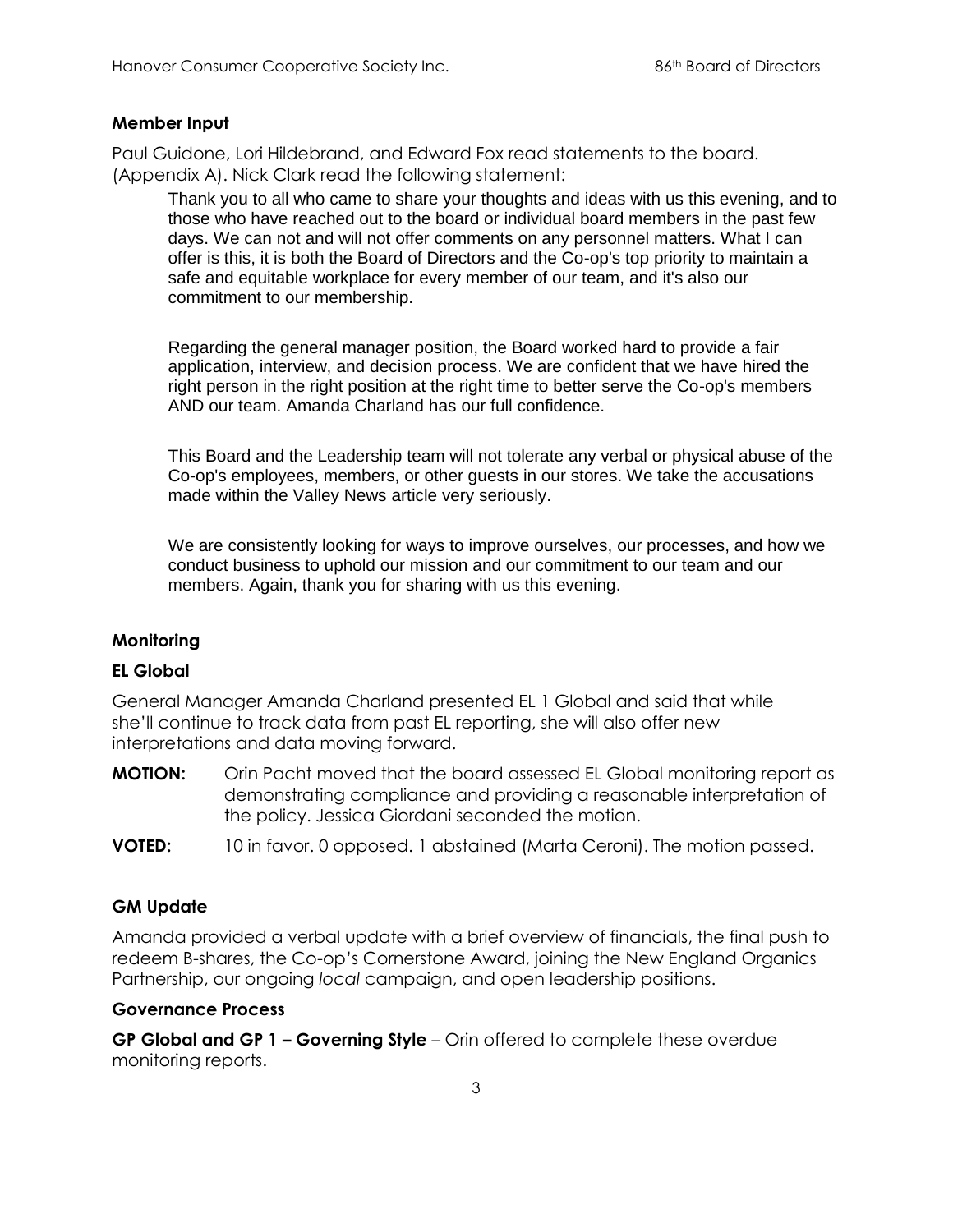**Member Input**

Paul Guidone, Lori Hildebrand, and Edward Fox read statements to the board. (Appendix A). Nick Clark read the following statement:

> Thank you to all who came to share your thoughts and ideas with us this evening, and to those who have reached out to the board or individual board members in the past few days. We can not and will not offer comments on any personnel matters. What I can offer is this, it is both the Board of Directors and the Co-op's top priority to maintain a safe and equitable workplace for every member of our team, and it's also our commitment to our membership.
>
> Regarding the general manager position, the Board worked hard to provide a fair application, interview, and decision process. We are confident that we have hired the right person in the right position at the right time to better serve the Co-op's members AND our team. Amanda Charland has our full confidence.
>
> This Board and the Leadership team will not tolerate any verbal or physical abuse of the Co-op's employees, members, or other guests in our stores. We take the accusations made within the Valley News article very seriously.
>
> We are consistently looking for ways to improve ourselves, our processes, and how we conduct business to uphold our mission and our commitment to our team and our members. Again, thank you for sharing with us this evening.

**Monitoring**

**EL Global**

General Manager Amanda Charland presented EL 1 Global and said that while she'll continue to track data from past EL reporting, she will also offer new interpretations and data moving forward.

**MOTION:** Orin Pacht moved that the board assessed EL Global monitoring report as demonstrating compliance and providing a reasonable interpretation of the policy. Jessica Giordani seconded the motion.

**VOTED:** 10 in favor. 0 opposed. 1 abstained (Marta Ceroni). The motion passed.

**GM Update**

Amanda provided a verbal update with a brief overview of financials, the final push to redeem B-shares, the Co-op's Cornerstone Award, joining the New England Organics Partnership, our ongoing *local* campaign, and open leadership positions.

**Governance Process**

**GP Global and GP 1 – Governing Style** – Orin offered to complete these overdue monitoring reports.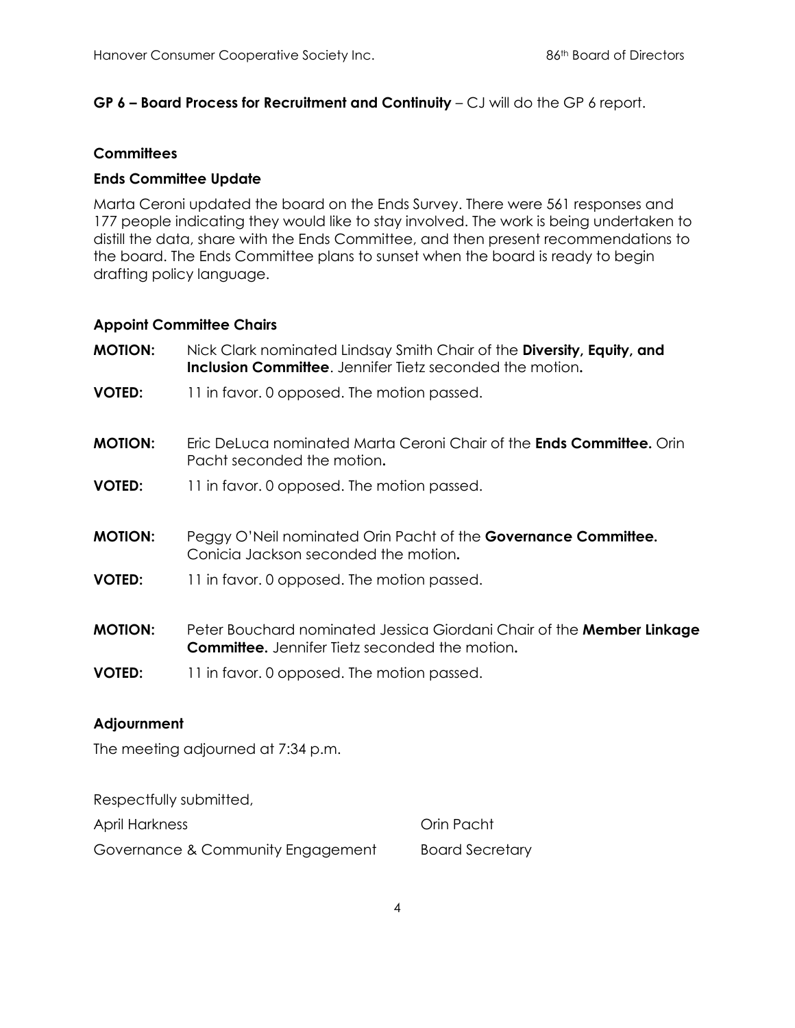**GP 6 – Board Process for Recruitment and Continuity** – CJ will do the GP 6 report.

### Committees

### Ends Committee Update

Marta Ceroni updated the board on the Ends Survey. There were 561 responses and 177 people indicating they would like to stay involved. The work is being undertaken to distill the data, share with the Ends Committee, and then present recommendations to the board. The Ends Committee plans to sunset when the board is ready to begin drafting policy language.

### Appoint Committee Chairs

**MOTION:** Nick Clark nominated Lindsay Smith Chair of the **Diversity, Equity, and Inclusion Committee**. Jennifer Tietz seconded the motion**.**

**VOTED:** 11 in favor. 0 opposed. The motion passed.

**MOTION:** Eric DeLuca nominated Marta Ceroni Chair of the **Ends Committee.** Orin Pacht seconded the motion**.**

**VOTED:** 11 in favor. 0 opposed. The motion passed.

**MOTION:** Peggy O'Neil nominated Orin Pacht of the **Governance Committee.** Conicia Jackson seconded the motion**.**

**VOTED:** 11 in favor. 0 opposed. The motion passed.

**MOTION:** Peter Bouchard nominated Jessica Giordani Chair of the **Member Linkage Committee.** Jennifer Tietz seconded the motion**.**

**VOTED:** 11 in favor. 0 opposed. The motion passed.

### Adjournment

The meeting adjourned at 7:34 p.m.

Respectfully submitted,

April Harkness  
Governance & Community Engagement

Orin Pacht  
Board Secretary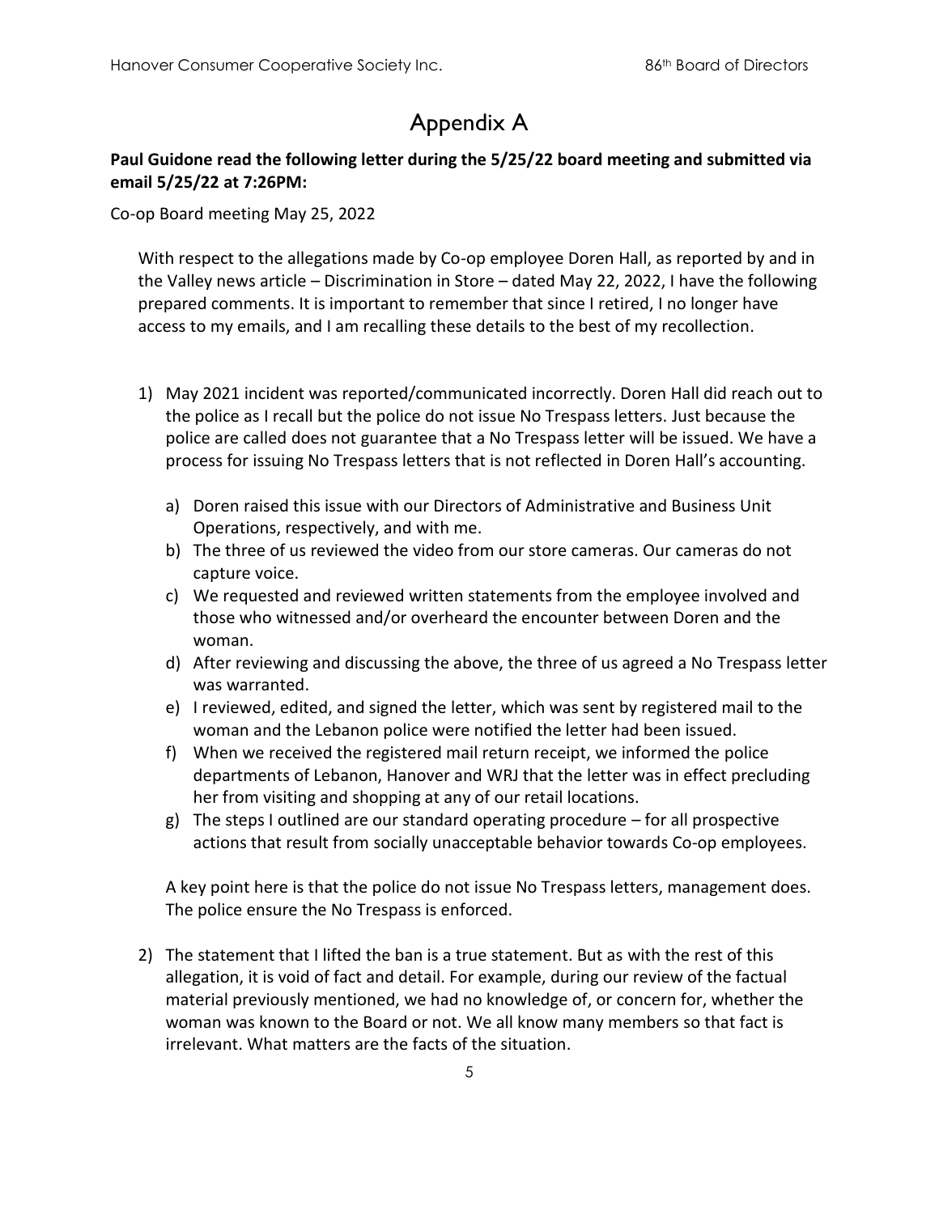# Appendix A

**Paul Guidone read the following letter during the 5/25/22 board meeting and submitted via email 5/25/22 at 7:26PM:**

Co-op Board meeting May 25, 2022

With respect to the allegations made by Co-op employee Doren Hall, as reported by and in the Valley news article – Discrimination in Store – dated May 22, 2022, I have the following prepared comments. It is important to remember that since I retired, I no longer have access to my emails, and I am recalling these details to the best of my recollection.

1) May 2021 incident was reported/communicated incorrectly. Doren Hall did reach out to the police as I recall but the police do not issue No Trespass letters. Just because the police are called does not guarantee that a No Trespass letter will be issued. We have a process for issuing No Trespass letters that is not reflected in Doren Hall's accounting.

   a) Doren raised this issue with our Directors of Administrative and Business Unit Operations, respectively, and with me.
   b) The three of us reviewed the video from our store cameras. Our cameras do not capture voice.
   c) We requested and reviewed written statements from the employee involved and those who witnessed and/or overheard the encounter between Doren and the woman.
   d) After reviewing and discussing the above, the three of us agreed a No Trespass letter was warranted.
   e) I reviewed, edited, and signed the letter, which was sent by registered mail to the woman and the Lebanon police were notified the letter had been issued.
   f) When we received the registered mail return receipt, we informed the police departments of Lebanon, Hanover and WRJ that the letter was in effect precluding her from visiting and shopping at any of our retail locations.
   g) The steps I outlined are our standard operating procedure – for all prospective actions that result from socially unacceptable behavior towards Co-op employees.

   A key point here is that the police do not issue No Trespass letters, management does. The police ensure the No Trespass is enforced.

2) The statement that I lifted the ban is a true statement. But as with the rest of this allegation, it is void of fact and detail. For example, during our review of the factual material previously mentioned, we had no knowledge of, or concern for, whether the woman was known to the Board or not. We all know many members so that fact is irrelevant. What matters are the facts of the situation.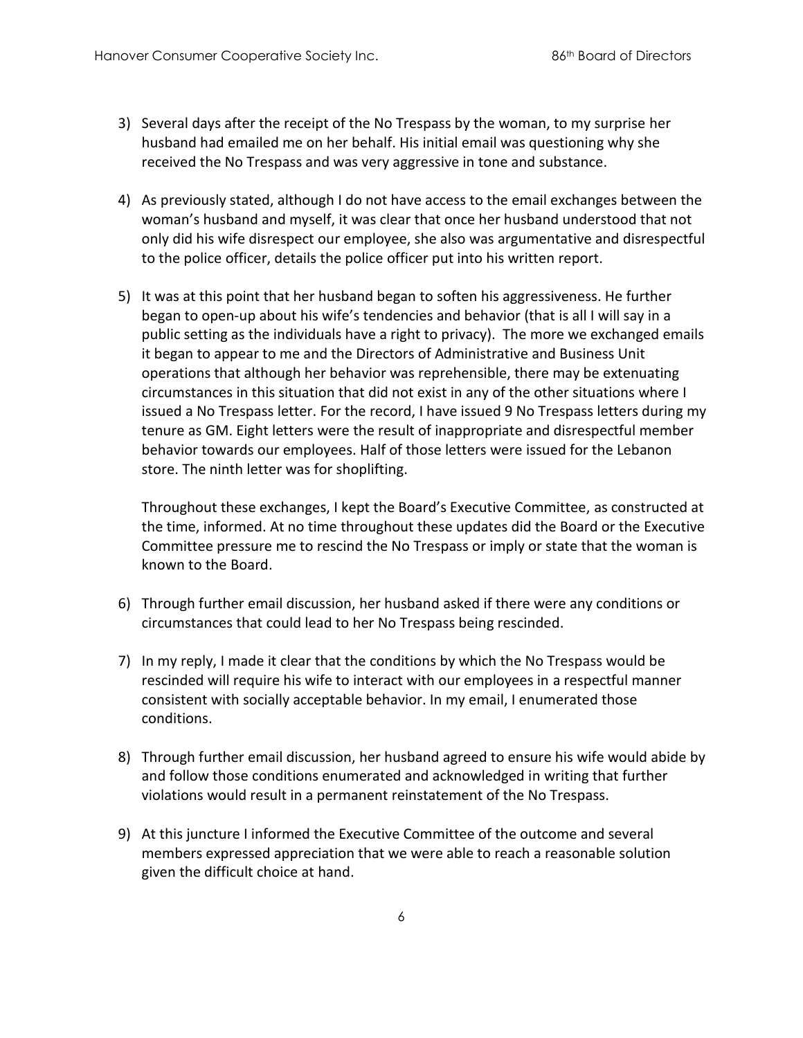3) Several days after the receipt of the No Trespass by the woman, to my surprise her husband had emailed me on her behalf. His initial email was questioning why she received the No Trespass and was very aggressive in tone and substance.

4) As previously stated, although I do not have access to the email exchanges between the woman's husband and myself, it was clear that once her husband understood that not only did his wife disrespect our employee, she also was argumentative and disrespectful to the police officer, details the police officer put into his written report.

5) It was at this point that her husband began to soften his aggressiveness. He further began to open-up about his wife's tendencies and behavior (that is all I will say in a public setting as the individuals have a right to privacy). The more we exchanged emails it began to appear to me and the Directors of Administrative and Business Unit operations that although her behavior was reprehensible, there may be extenuating circumstances in this situation that did not exist in any of the other situations where I issued a No Trespass letter. For the record, I have issued 9 No Trespass letters during my tenure as GM. Eight letters were the result of inappropriate and disrespectful member behavior towards our employees. Half of those letters were issued for the Lebanon store. The ninth letter was for shoplifting.

   Throughout these exchanges, I kept the Board's Executive Committee, as constructed at the time, informed. At no time throughout these updates did the Board or the Executive Committee pressure me to rescind the No Trespass or imply or state that the woman is known to the Board.

6) Through further email discussion, her husband asked if there were any conditions or circumstances that could lead to her No Trespass being rescinded.

7) In my reply, I made it clear that the conditions by which the No Trespass would be rescinded will require his wife to interact with our employees in a respectful manner consistent with socially acceptable behavior. In my email, I enumerated those conditions.

8) Through further email discussion, her husband agreed to ensure his wife would abide by and follow those conditions enumerated and acknowledged in writing that further violations would result in a permanent reinstatement of the No Trespass.

9) At this juncture I informed the Executive Committee of the outcome and several members expressed appreciation that we were able to reach a reasonable solution given the difficult choice at hand.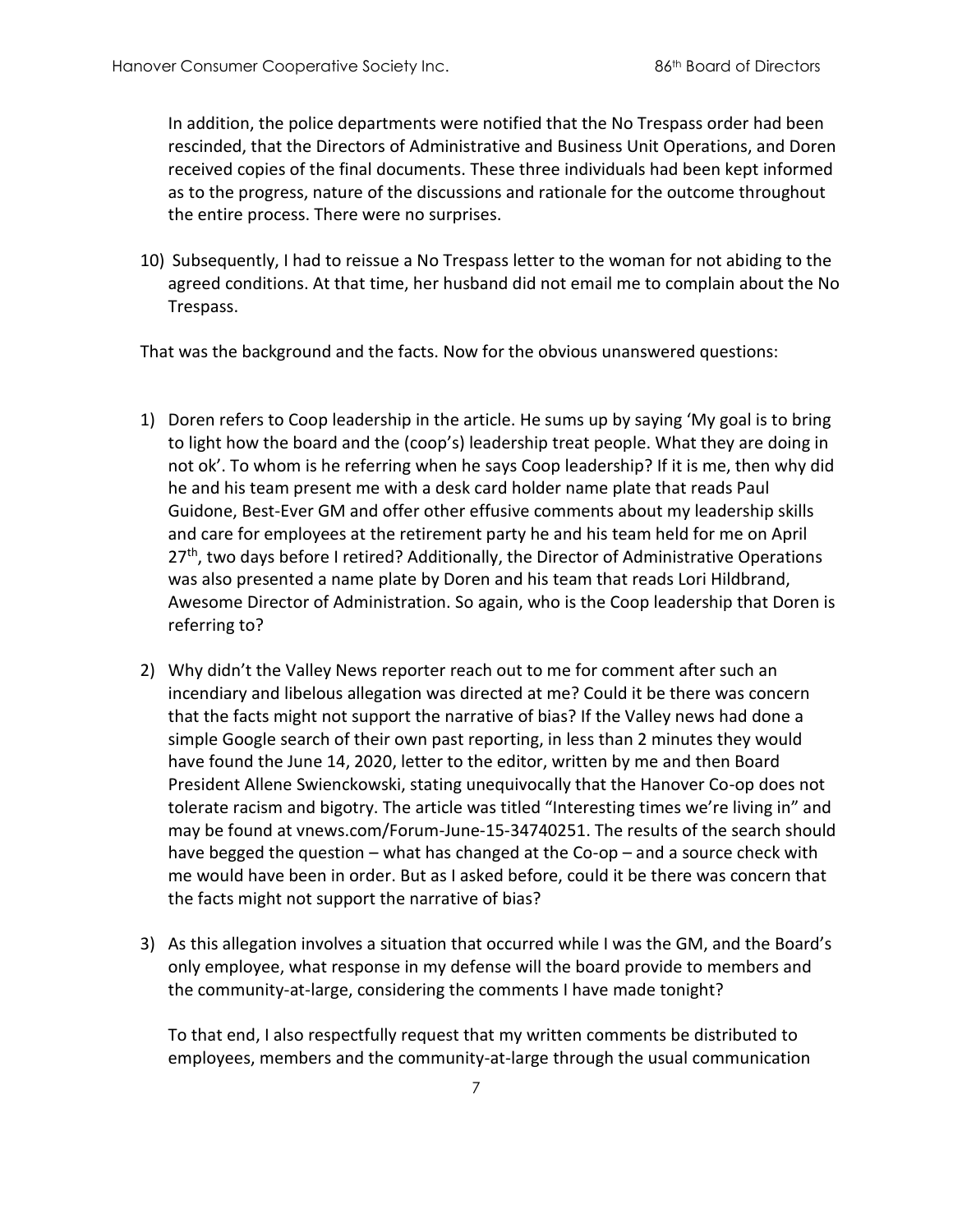In addition, the police departments were notified that the No Trespass order had been rescinded, that the Directors of Administrative and Business Unit Operations, and Doren received copies of the final documents. These three individuals had been kept informed as to the progress, nature of the discussions and rationale for the outcome throughout the entire process. There were no surprises.

10) Subsequently, I had to reissue a No Trespass letter to the woman for not abiding to the agreed conditions. At that time, her husband did not email me to complain about the No Trespass.

That was the background and the facts. Now for the obvious unanswered questions:

1) Doren refers to Coop leadership in the article. He sums up by saying 'My goal is to bring to light how the board and the (coop's) leadership treat people. What they are doing in not ok'. To whom is he referring when he says Coop leadership? If it is me, then why did he and his team present me with a desk card holder name plate that reads Paul Guidone, Best-Ever GM and offer other effusive comments about my leadership skills and care for employees at the retirement party he and his team held for me on April 27th, two days before I retired? Additionally, the Director of Administrative Operations was also presented a name plate by Doren and his team that reads Lori Hildbrand, Awesome Director of Administration. So again, who is the Coop leadership that Doren is referring to?

2) Why didn't the Valley News reporter reach out to me for comment after such an incendiary and libelous allegation was directed at me? Could it be there was concern that the facts might not support the narrative of bias? If the Valley news had done a simple Google search of their own past reporting, in less than 2 minutes they would have found the June 14, 2020, letter to the editor, written by me and then Board President Allene Swienckowski, stating unequivocally that the Hanover Co-op does not tolerate racism and bigotry. The article was titled "Interesting times we're living in" and may be found at vnews.com/Forum-June-15-34740251. The results of the search should have begged the question – what has changed at the Co-op – and a source check with me would have been in order. But as I asked before, could it be there was concern that the facts might not support the narrative of bias?

3) As this allegation involves a situation that occurred while I was the GM, and the Board's only employee, what response in my defense will the board provide to members and the community-at-large, considering the comments I have made tonight?

   To that end, I also respectfully request that my written comments be distributed to employees, members and the community-at-large through the usual communication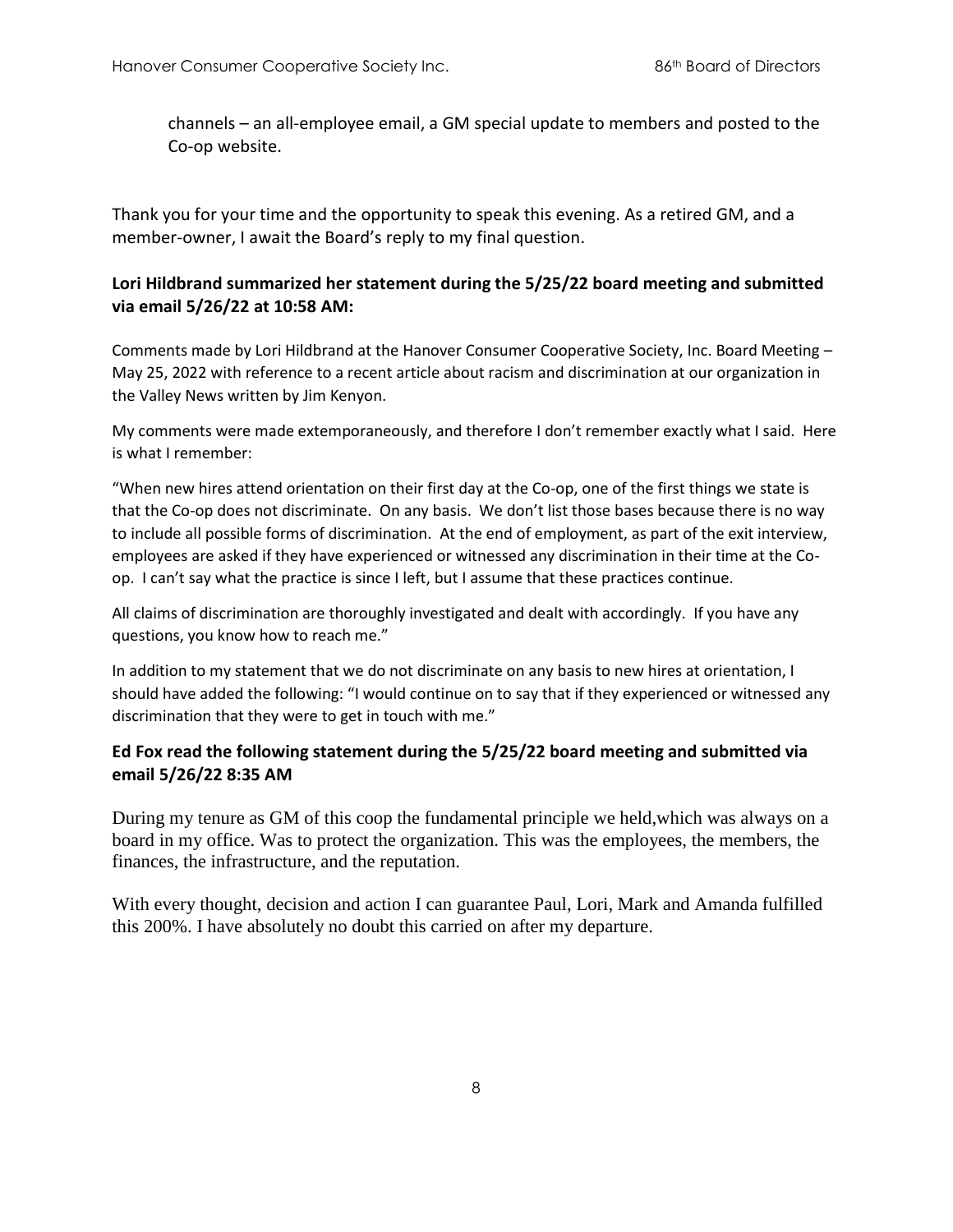channels – an all-employee email, a GM special update to members and posted to the Co-op website.

Thank you for your time and the opportunity to speak this evening. As a retired GM, and a member-owner, I await the Board's reply to my final question.

**Lori Hildbrand summarized her statement during the 5/25/22 board meeting and submitted via email 5/26/22 at 10:58 AM:**

Comments made by Lori Hildbrand at the Hanover Consumer Cooperative Society, Inc. Board Meeting – May 25, 2022 with reference to a recent article about racism and discrimination at our organization in the Valley News written by Jim Kenyon.

My comments were made extemporaneously, and therefore I don't remember exactly what I said. Here is what I remember:

"When new hires attend orientation on their first day at the Co-op, one of the first things we state is that the Co-op does not discriminate. On any basis. We don't list those bases because there is no way to include all possible forms of discrimination. At the end of employment, as part of the exit interview, employees are asked if they have experienced or witnessed any discrimination in their time at the Co-op. I can't say what the practice is since I left, but I assume that these practices continue.

All claims of discrimination are thoroughly investigated and dealt with accordingly. If you have any questions, you know how to reach me."

In addition to my statement that we do not discriminate on any basis to new hires at orientation, I should have added the following: "I would continue on to say that if they experienced or witnessed any discrimination that they were to get in touch with me."

**Ed Fox read the following statement during the 5/25/22 board meeting and submitted via email 5/26/22 8:35 AM**

During my tenure as GM of this coop the fundamental principle we held,which was always on a board in my office. Was to protect the organization. This was the employees, the members, the finances, the infrastructure, and the reputation.

With every thought, decision and action I can guarantee Paul, Lori, Mark and Amanda fulfilled this 200%. I have absolutely no doubt this carried on after my departure.